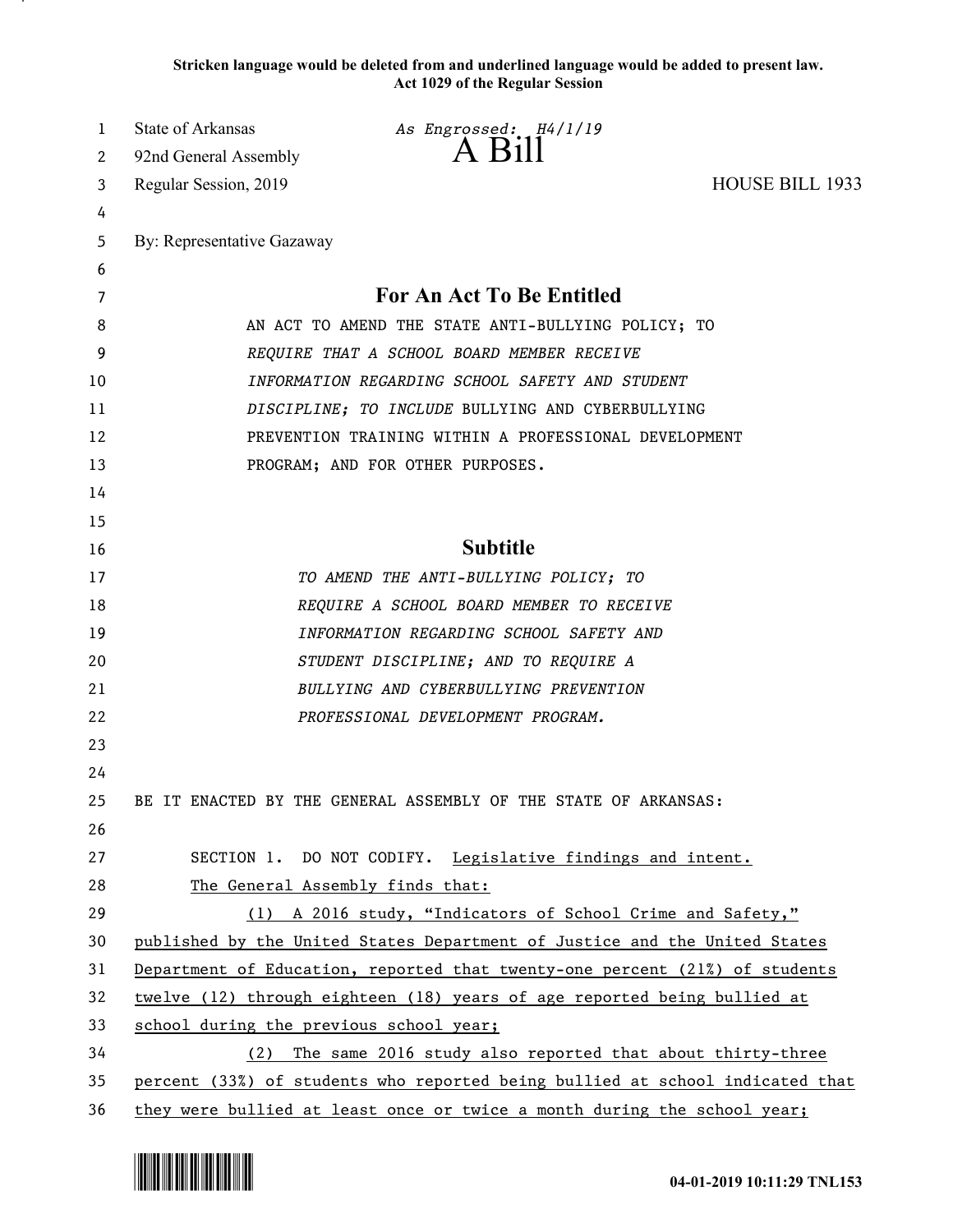**Stricken language would be deleted from and underlined language would be added to present law.**
**Act 1029 of the Regular Session**

State of Arkansas *As Engrossed: H4/1/19*
92nd General Assembly **A Bill**
Regular Session, 2019 HOUSE BILL 1933

By: Representative Gazaway

## For An Act To Be Entitled

AN ACT TO AMEND THE STATE ANTI-BULLYING POLICY; TO *REQUIRE THAT A SCHOOL BOARD MEMBER RECEIVE INFORMATION REGARDING SCHOOL SAFETY AND STUDENT DISCIPLINE; TO INCLUDE* BULLYING AND CYBERBULLYING PREVENTION TRAINING WITHIN A PROFESSIONAL DEVELOPMENT PROGRAM; AND FOR OTHER PURPOSES.

## Subtitle

*TO AMEND THE ANTI-BULLYING POLICY; TO REQUIRE A SCHOOL BOARD MEMBER TO RECEIVE INFORMATION REGARDING SCHOOL SAFETY AND STUDENT DISCIPLINE; AND TO REQUIRE A BULLYING AND CYBERBULLYING PREVENTION PROFESSIONAL DEVELOPMENT PROGRAM.*

BE IT ENACTED BY THE GENERAL ASSEMBLY OF THE STATE OF ARKANSAS:

SECTION 1. DO NOT CODIFY. <u>Legislative findings and intent.</u>

<u>The General Assembly finds that:</u>

<u>(1) A 2016 study, "Indicators of School Crime and Safety," published by the United States Department of Justice and the United States Department of Education, reported that twenty-one percent (21%) of students twelve (12) through eighteen (18) years of age reported being bullied at school during the previous school year;</u>

<u>(2) The same 2016 study also reported that about thirty-three percent (33%) of students who reported being bullied at school indicated that they were bullied at least once or twice a month during the school year;</u>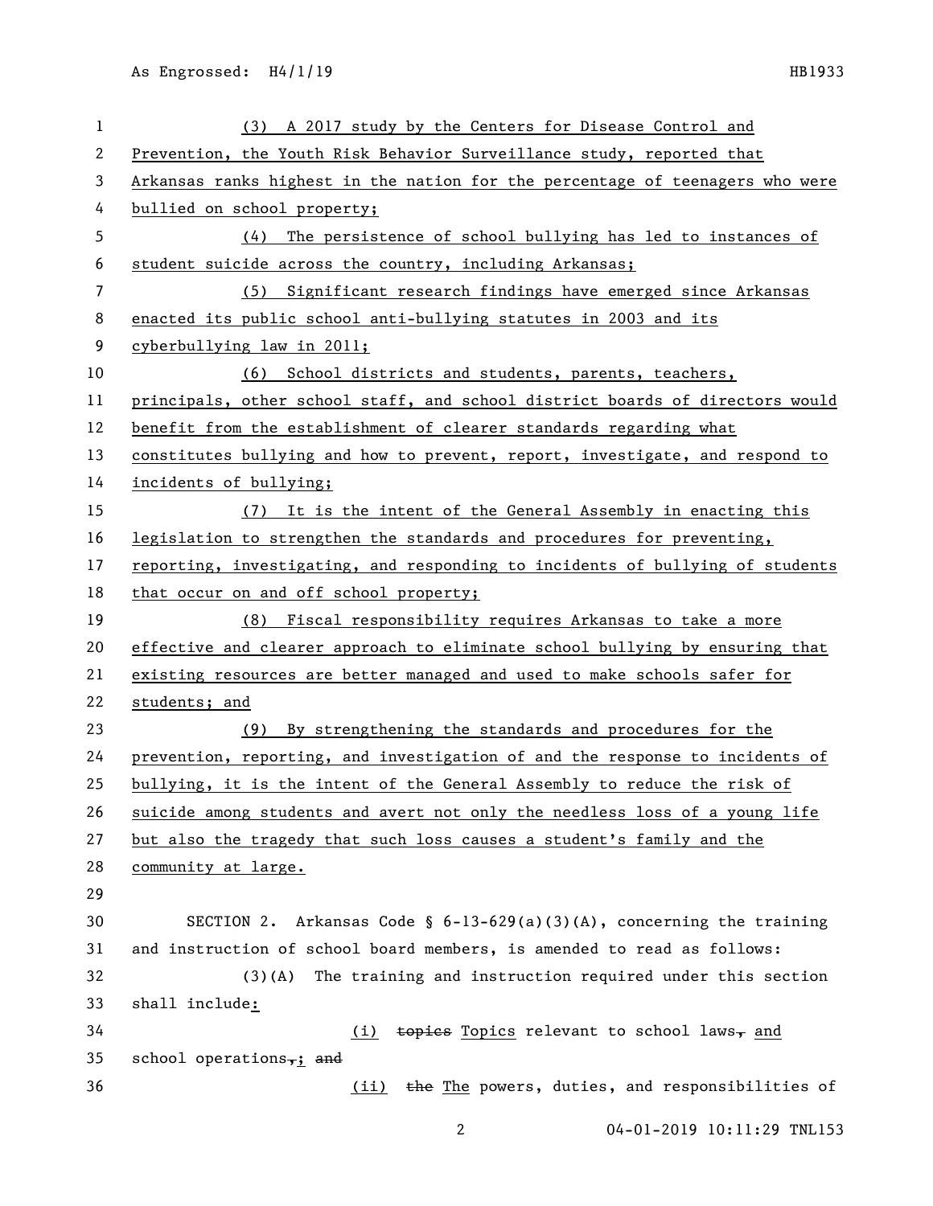(3) A 2017 study by the Centers for Disease Control and Prevention, the Youth Risk Behavior Surveillance study, reported that Arkansas ranks highest in the nation for the percentage of teenagers who were bullied on school property;

(4) The persistence of school bullying has led to instances of student suicide across the country, including Arkansas;

(5) Significant research findings have emerged since Arkansas enacted its public school anti-bullying statutes in 2003 and its cyberbullying law in 2011;

(6) School districts and students, parents, teachers, principals, other school staff, and school district boards of directors would benefit from the establishment of clearer standards regarding what constitutes bullying and how to prevent, report, investigate, and respond to incidents of bullying;

(7) It is the intent of the General Assembly in enacting this legislation to strengthen the standards and procedures for preventing, reporting, investigating, and responding to incidents of bullying of students that occur on and off school property;

(8) Fiscal responsibility requires Arkansas to take a more effective and clearer approach to eliminate school bullying by ensuring that existing resources are better managed and used to make schools safer for students; and

(9) By strengthening the standards and procedures for the prevention, reporting, and investigation of and the response to incidents of bullying, it is the intent of the General Assembly to reduce the risk of suicide among students and avert not only the needless loss of a young life but also the tragedy that such loss causes a student's family and the community at large.

SECTION 2. Arkansas Code § 6-13-629(a)(3)(A), concerning the training and instruction of school board members, is amended to read as follows:

(3)(A) The training and instruction required under this section shall include:

(i) ~~topics~~ Topics relevant to school laws~~,~~ and school operations~~,~~; ~~and~~

(ii) ~~the~~ The powers, duties, and responsibilities of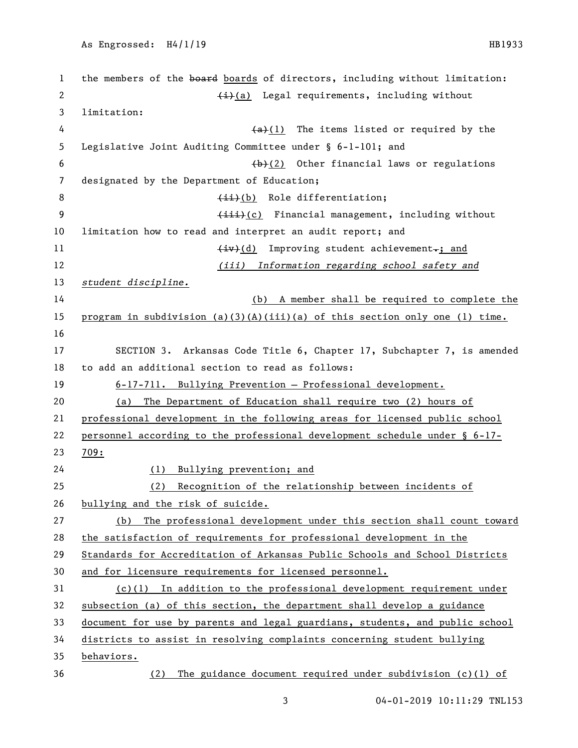the members of the ~~board~~ boards of directors, including without limitation:

~~(i)~~(a) Legal requirements, including without limitation:

~~(a)~~(1) The items listed or required by the Legislative Joint Auditing Committee under § 6-1-101; and

~~(b)~~(2) Other financial laws or regulations designated by the Department of Education;

~~(ii)~~(b) Role differentiation;

~~(iii)~~(c) Financial management, including without limitation how to read and interpret an audit report; and

~~(iv)~~(d) Improving student achievement~~.~~; and

*(iii) Information regarding school safety and student discipline.*

(b) A member shall be required to complete the program in subdivision (a)(3)(A)(iii)(a) of this section only one (1) time.

SECTION 3. Arkansas Code Title 6, Chapter 17, Subchapter 7, is amended to add an additional section to read as follows:

6-17-711. Bullying Prevention — Professional development.

(a) The Department of Education shall require two (2) hours of professional development in the following areas for licensed public school personnel according to the professional development schedule under § 6-17-709:

(1) Bullying prevention; and

(2) Recognition of the relationship between incidents of bullying and the risk of suicide.

(b) The professional development under this section shall count toward the satisfaction of requirements for professional development in the Standards for Accreditation of Arkansas Public Schools and School Districts and for licensure requirements for licensed personnel.

(c)(1) In addition to the professional development requirement under subsection (a) of this section, the department shall develop a guidance document for use by parents and legal guardians, students, and public school districts to assist in resolving complaints concerning student bullying behaviors.

(2) The guidance document required under subdivision (c)(1) of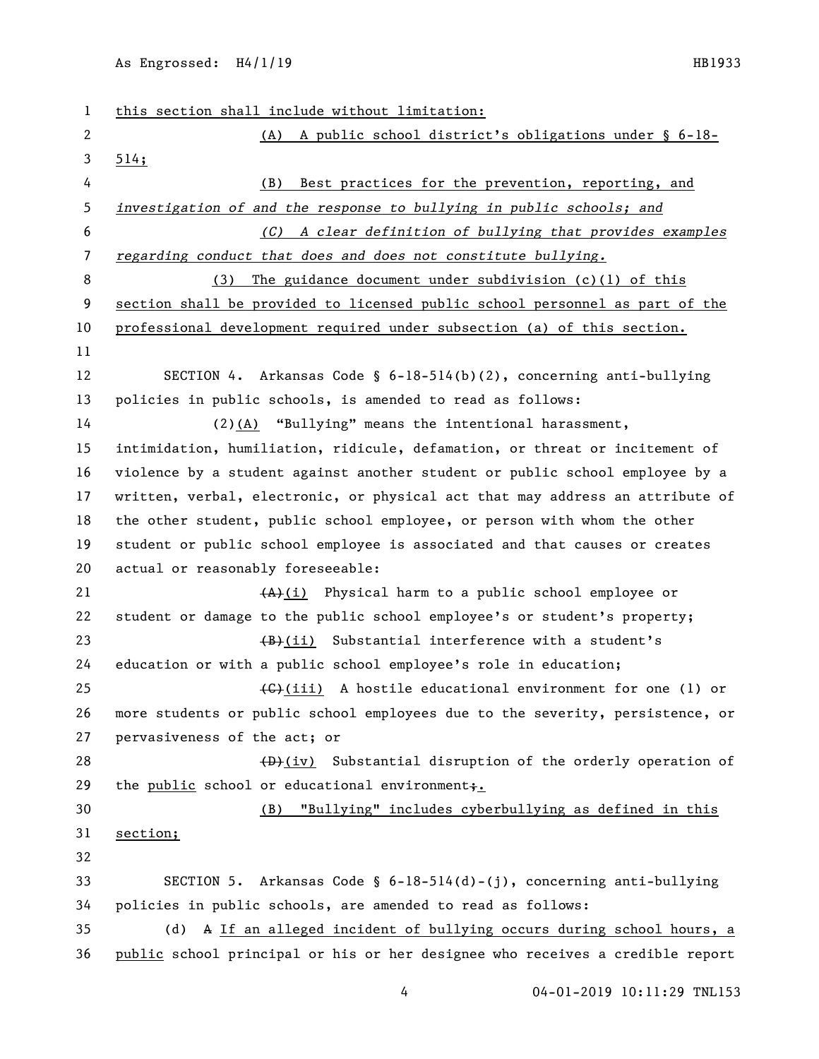this section shall include without limitation:

(A) A public school district's obligations under § 6-18-514;

(B) Best practices for the prevention, reporting, and *investigation of and the response to bullying in public schools; and*

*(C) A clear definition of bullying that provides examples regarding conduct that does and does not constitute bullying.*

(3) The guidance document under subdivision (c)(1) of this section shall be provided to licensed public school personnel as part of the professional development required under subsection (a) of this section.

SECTION 4. Arkansas Code § 6-18-514(b)(2), concerning anti-bullying policies in public schools, is amended to read as follows:

(2)(A) "Bullying" means the intentional harassment, intimidation, humiliation, ridicule, defamation, or threat or incitement of violence by a student against another student or public school employee by a written, verbal, electronic, or physical act that may address an attribute of the other student, public school employee, or person with whom the other student or public school employee is associated and that causes or creates actual or reasonably foreseeable:

~~(A)~~(i) Physical harm to a public school employee or student or damage to the public school employee's or student's property;

~~(B)~~(ii) Substantial interference with a student's education or with a public school employee's role in education;

~~(C)~~(iii) A hostile educational environment for one (1) or more students or public school employees due to the severity, persistence, or pervasiveness of the act; or

~~(D)~~(iv) Substantial disruption of the orderly operation of the public school or educational environment~~;~~.

(B) "Bullying" includes cyberbullying as defined in this section;

SECTION 5. Arkansas Code § 6-18-514(d)-(j), concerning anti-bullying policies in public schools, are amended to read as follows:

(d) ~~A~~ If an alleged incident of bullying occurs during school hours, a public school principal or his or her designee who receives a credible report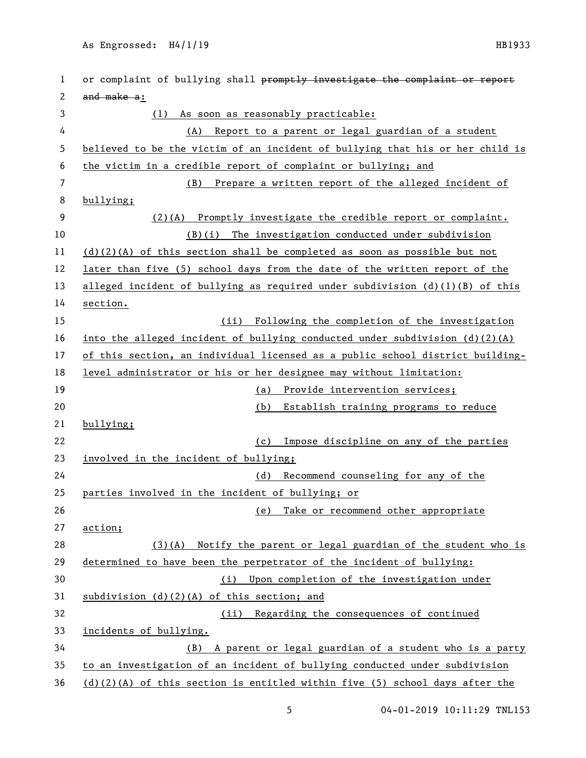or complaint of bullying shall ~~promptly investigate the complaint or report and make a~~:

(1) As soon as reasonably practicable:

(A) Report to a parent or legal guardian of a student believed to be the victim of an incident of bullying that his or her child is the victim in a credible report of complaint or bullying; and

(B) Prepare a written report of the alleged incident of bullying;

(2)(A) Promptly investigate the credible report or complaint.

(B)(i) The investigation conducted under subdivision (d)(2)(A) of this section shall be completed as soon as possible but not later than five (5) school days from the date of the written report of the alleged incident of bullying as required under subdivision (d)(1)(B) of this section.

(ii) Following the completion of the investigation into the alleged incident of bullying conducted under subdivision (d)(2)(A) of this section, an individual licensed as a public school district building-level administrator or his or her designee may without limitation:

(a) Provide intervention services;

(b) Establish training programs to reduce bullying;

(c) Impose discipline on any of the parties involved in the incident of bullying;

(d) Recommend counseling for any of the parties involved in the incident of bullying; or

(e) Take or recommend other appropriate action;

(3)(A) Notify the parent or legal guardian of the student who is determined to have been the perpetrator of the incident of bullying:

(i) Upon completion of the investigation under subdivision (d)(2)(A) of this section; and

(ii) Regarding the consequences of continued incidents of bullying.

(B) A parent or legal guardian of a student who is a party to an investigation of an incident of bullying conducted under subdivision (d)(2)(A) of this section is entitled within five (5) school days after the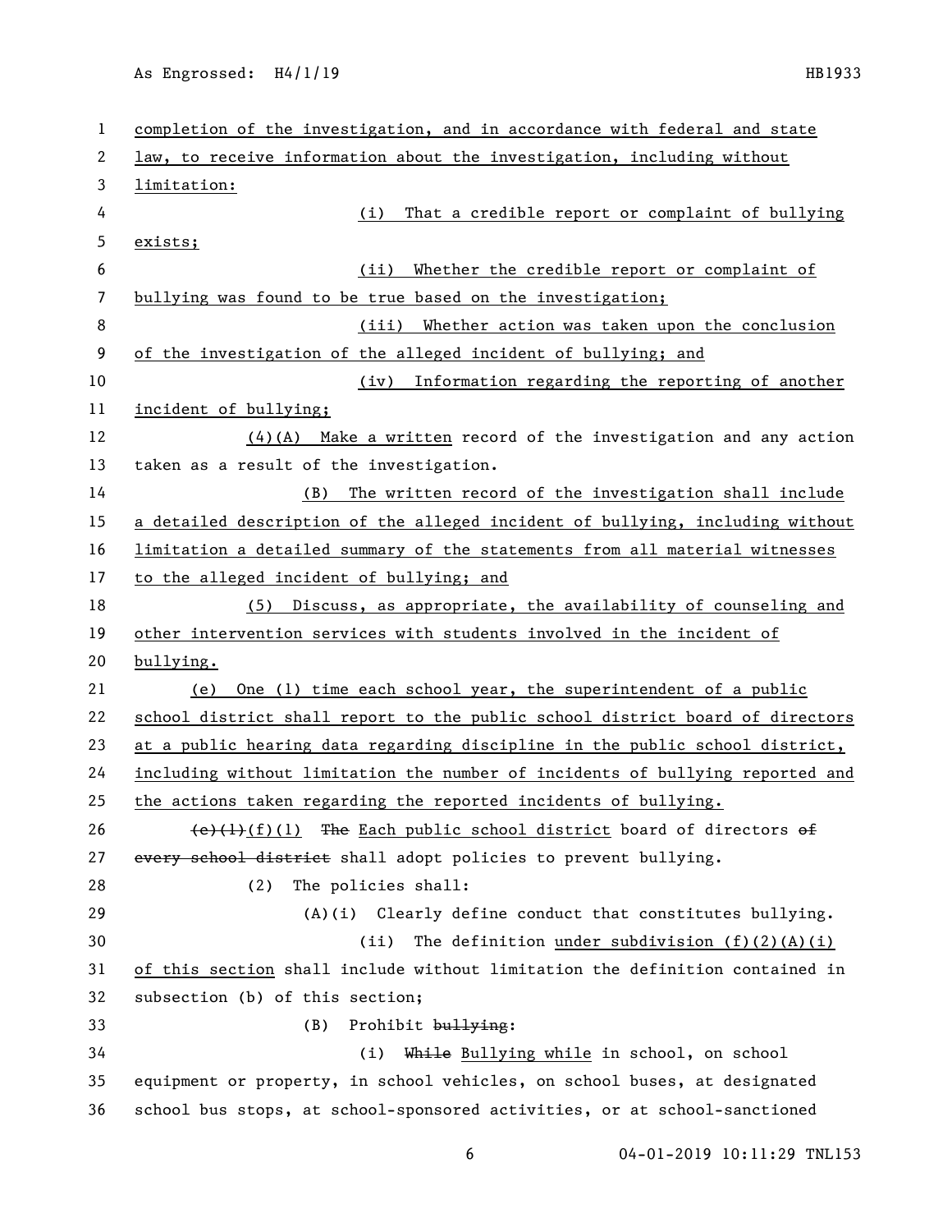completion of the investigation, and in accordance with federal and state law, to receive information about the investigation, including without limitation:

(i) That a credible report or complaint of bullying exists;

(ii) Whether the credible report or complaint of bullying was found to be true based on the investigation;

(iii) Whether action was taken upon the conclusion of the investigation of the alleged incident of bullying; and

(iv) Information regarding the reporting of another incident of bullying;

(4)(A) Make a written record of the investigation and any action taken as a result of the investigation.

(B) The written record of the investigation shall include a detailed description of the alleged incident of bullying, including without limitation a detailed summary of the statements from all material witnesses to the alleged incident of bullying; and

(5) Discuss, as appropriate, the availability of counseling and other intervention services with students involved in the incident of bullying.

(e) One (1) time each school year, the superintendent of a public school district shall report to the public school district board of directors at a public hearing data regarding discipline in the public school district, including without limitation the number of incidents of bullying reported and the actions taken regarding the reported incidents of bullying.

~~(c)(1)~~(f)(1) ~~The~~ Each public school district board of directors ~~of every school district~~ shall adopt policies to prevent bullying.

(2) The policies shall:

(A)(i) Clearly define conduct that constitutes bullying.

(ii) The definition under subdivision (f)(2)(A)(i) of this section shall include without limitation the definition contained in subsection (b) of this section;

(B) Prohibit ~~bullying~~:

(i) ~~While~~ Bullying while in school, on school equipment or property, in school vehicles, on school buses, at designated school bus stops, at school-sponsored activities, or at school-sanctioned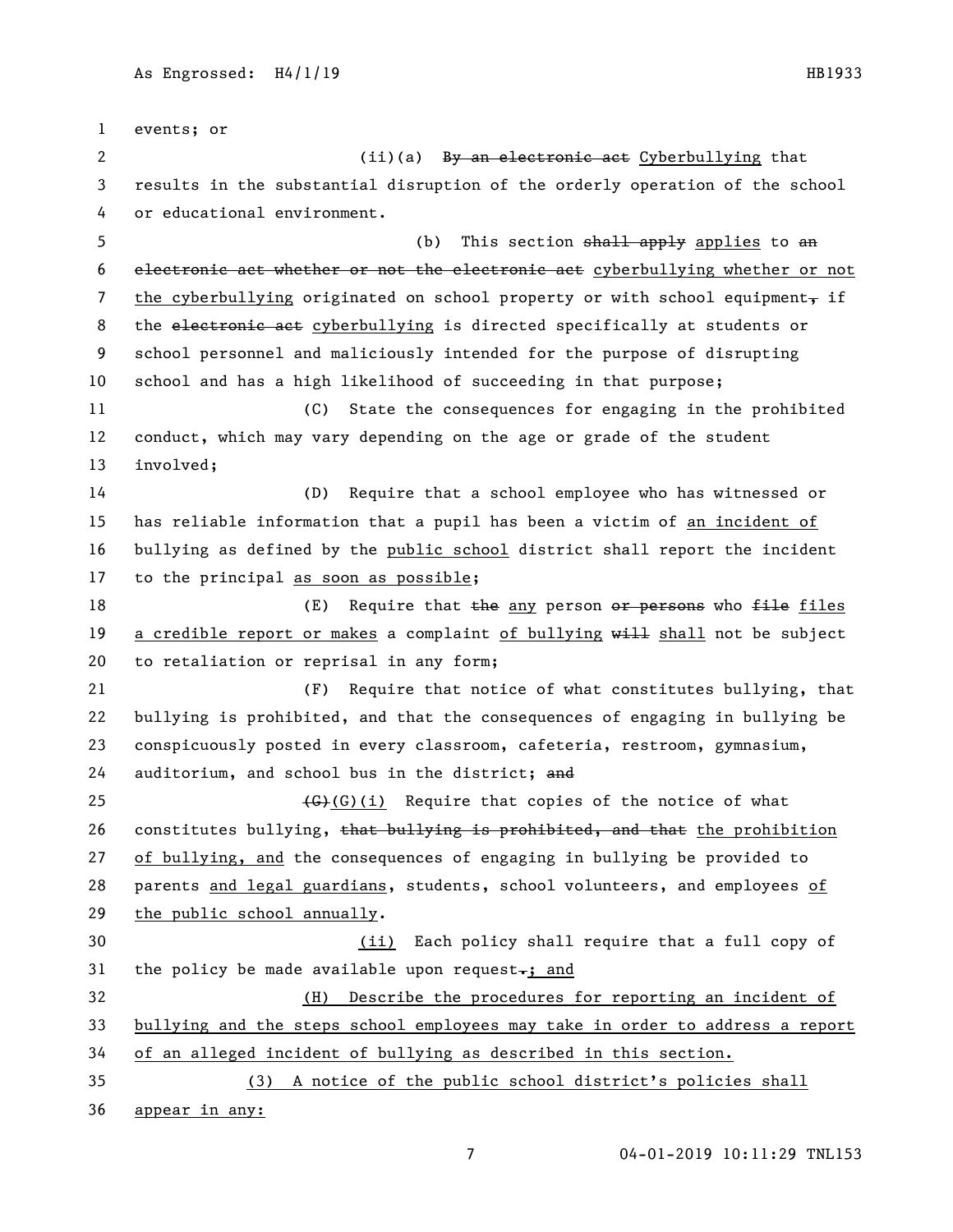events; or

(ii)(a) ~~By an electronic act~~ Cyberbullying that results in the substantial disruption of the orderly operation of the school or educational environment.

(b) This section ~~shall apply~~ applies to ~~an electronic act whether or not the electronic act~~ cyberbullying whether or not the cyberbullying originated on school property or with school equipment~~,~~ if the ~~electronic act~~ cyberbullying is directed specifically at students or school personnel and maliciously intended for the purpose of disrupting school and has a high likelihood of succeeding in that purpose;

(C) State the consequences for engaging in the prohibited conduct, which may vary depending on the age or grade of the student involved;

(D) Require that a school employee who has witnessed or has reliable information that a pupil has been a victim of an incident of bullying as defined by the public school district shall report the incident to the principal as soon as possible;

(E) Require that ~~the~~ any person ~~or persons~~ who ~~file~~ files a credible report or makes a complaint of bullying ~~will~~ shall not be subject to retaliation or reprisal in any form;

(F) Require that notice of what constitutes bullying, that bullying is prohibited, and that the consequences of engaging in bullying be conspicuously posted in every classroom, cafeteria, restroom, gymnasium, auditorium, and school bus in the district; ~~and~~

~~(G)~~(G)(i) Require that copies of the notice of what constitutes bullying, ~~that bullying is prohibited, and that~~ the prohibition of bullying, and the consequences of engaging in bullying be provided to parents and legal guardians, students, school volunteers, and employees of the public school annually.

(ii) Each policy shall require that a full copy of the policy be made available upon request~~.~~; and

(H) Describe the procedures for reporting an incident of bullying and the steps school employees may take in order to address a report of an alleged incident of bullying as described in this section.

(3) A notice of the public school district's policies shall appear in any: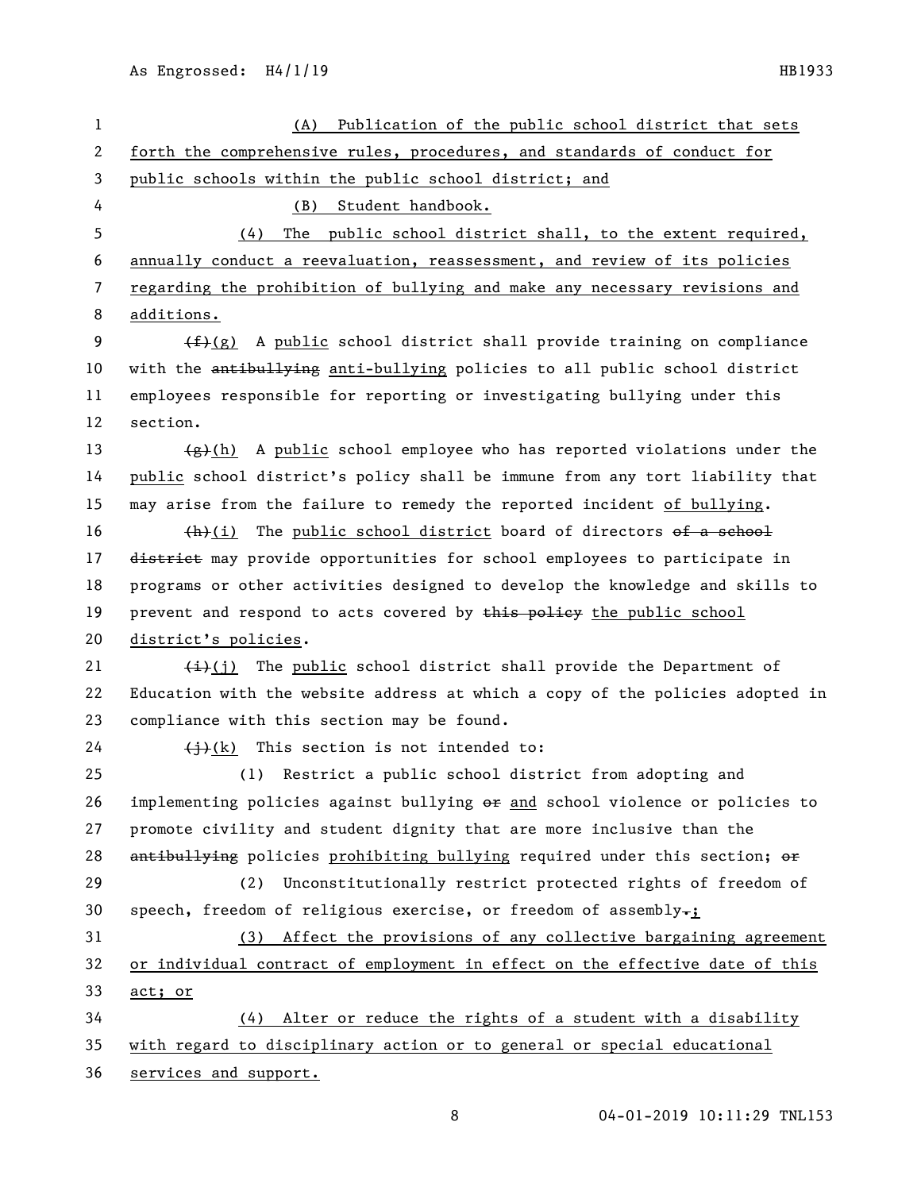(A) Publication of the public school district that sets forth the comprehensive rules, procedures, and standards of conduct for public schools within the public school district; and

(B) Student handbook.

(4) The public school district shall, to the extent required, annually conduct a reevaluation, reassessment, and review of its policies regarding the prohibition of bullying and make any necessary revisions and additions.

~~(f)~~(g) A public school district shall provide training on compliance with the ~~antibullying~~ anti-bullying policies to all public school district employees responsible for reporting or investigating bullying under this section.

~~(g)~~(h) A public school employee who has reported violations under the public school district's policy shall be immune from any tort liability that may arise from the failure to remedy the reported incident of bullying.

~~(h)~~(i) The public school district board of directors ~~of a school district~~ may provide opportunities for school employees to participate in programs or other activities designed to develop the knowledge and skills to prevent and respond to acts covered by ~~this policy~~ the public school district's policies.

~~(i)~~(j) The public school district shall provide the Department of Education with the website address at which a copy of the policies adopted in compliance with this section may be found.

~~(j)~~(k) This section is not intended to:

(1) Restrict a public school district from adopting and implementing policies against bullying ~~or~~ and school violence or policies to promote civility and student dignity that are more inclusive than the ~~antibullying~~ policies prohibiting bullying required under this section; ~~or~~

(2) Unconstitutionally restrict protected rights of freedom of speech, freedom of religious exercise, or freedom of assembly~~.~~;

(3) Affect the provisions of any collective bargaining agreement or individual contract of employment in effect on the effective date of this act; or

(4) Alter or reduce the rights of a student with a disability with regard to disciplinary action or to general or special educational services and support.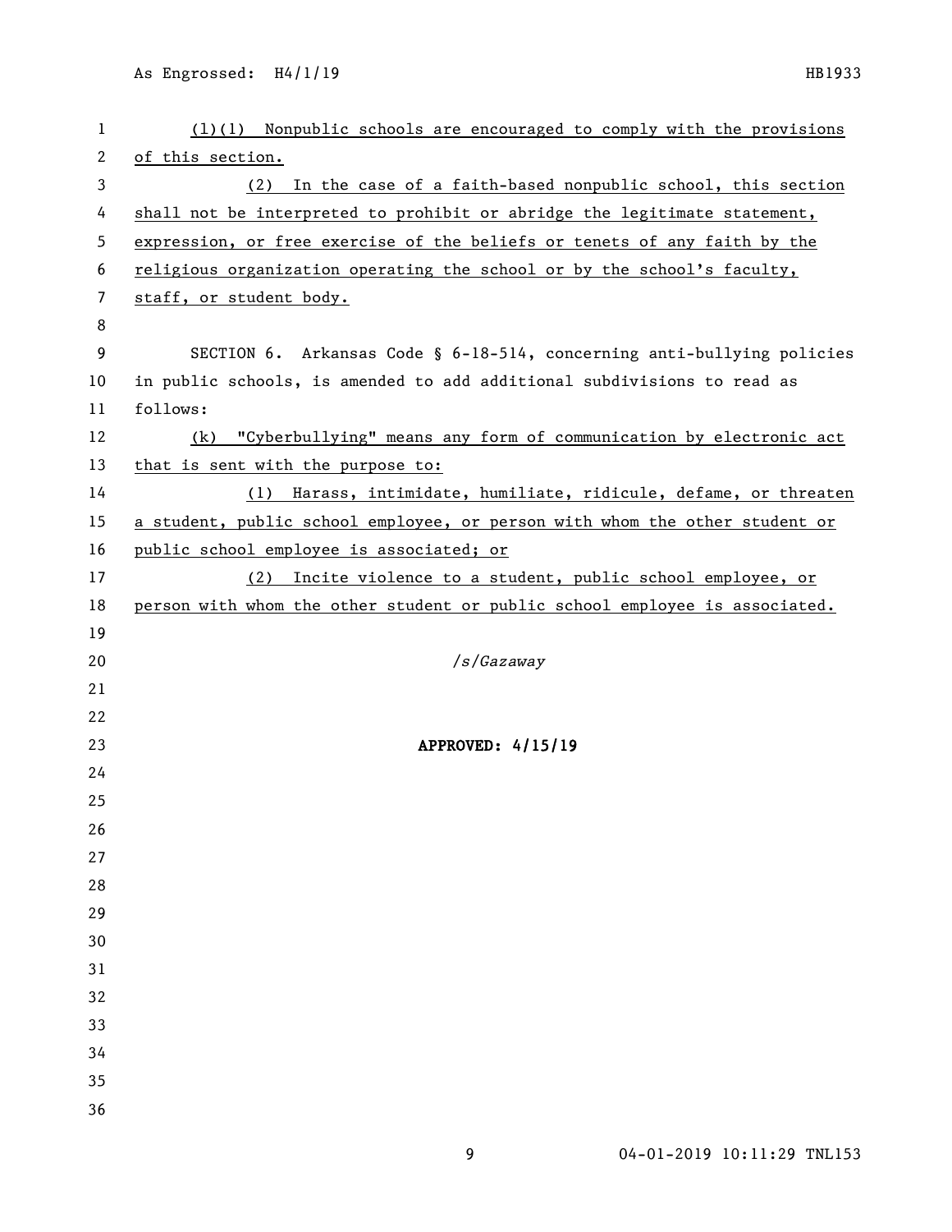(l)(1) Nonpublic schools are encouraged to comply with the provisions of this section.

(2) In the case of a faith-based nonpublic school, this section shall not be interpreted to prohibit or abridge the legitimate statement, expression, or free exercise of the beliefs or tenets of any faith by the religious organization operating the school or by the school's faculty, staff, or student body.

SECTION 6. Arkansas Code § 6-18-514, concerning anti-bullying policies in public schools, is amended to add additional subdivisions to read as follows:

(k) "Cyberbullying" means any form of communication by electronic act that is sent with the purpose to:

(1) Harass, intimidate, humiliate, ridicule, defame, or threaten a student, public school employee, or person with whom the other student or public school employee is associated; or

(2) Incite violence to a student, public school employee, or person with whom the other student or public school employee is associated.

*/s/Gazaway*

**APPROVED: 4/15/19**